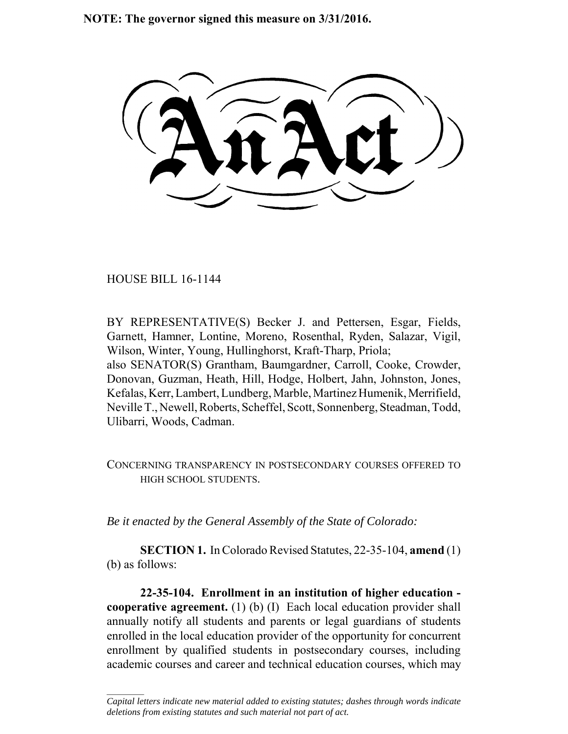**NOTE: The governor signed this measure on 3/31/2016.**

# An Act

HOUSE BILL 16-1144

BY REPRESENTATIVE(S) Becker J. and Pettersen, Esgar, Fields, Garnett, Hamner, Lontine, Moreno, Rosenthal, Ryden, Salazar, Vigil, Wilson, Winter, Young, Hullinghorst, Kraft-Tharp, Priola;
also SENATOR(S) Grantham, Baumgardner, Carroll, Cooke, Crowder, Donovan, Guzman, Heath, Hill, Hodge, Holbert, Jahn, Johnston, Jones, Kefalas, Kerr, Lambert, Lundberg, Marble, Martinez Humenik, Merrifield, Neville T., Newell, Roberts, Scheffel, Scott, Sonnenberg, Steadman, Todd, Ulibarri, Woods, Cadman.

CONCERNING TRANSPARENCY IN POSTSECONDARY COURSES OFFERED TO HIGH SCHOOL STUDENTS.

*Be it enacted by the General Assembly of the State of Colorado:*

**SECTION 1.** In Colorado Revised Statutes, 22-35-104, **amend** (1) (b) as follows:

**22-35-104. Enrollment in an institution of higher education - cooperative agreement.** (1) (b) (I) Each local education provider shall annually notify all students and parents or legal guardians of students enrolled in the local education provider of the opportunity for concurrent enrollment by qualified students in postsecondary courses, including academic courses and career and technical education courses, which may

---

*Capital letters indicate new material added to existing statutes; dashes through words indicate deletions from existing statutes and such material not part of act.*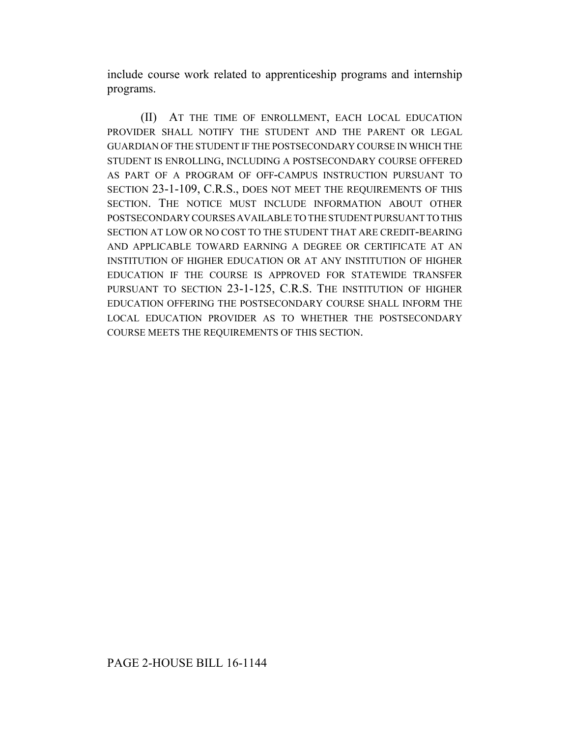include course work related to apprenticeship programs and internship programs.

(II) AT THE TIME OF ENROLLMENT, EACH LOCAL EDUCATION PROVIDER SHALL NOTIFY THE STUDENT AND THE PARENT OR LEGAL GUARDIAN OF THE STUDENT IF THE POSTSECONDARY COURSE IN WHICH THE STUDENT IS ENROLLING, INCLUDING A POSTSECONDARY COURSE OFFERED AS PART OF A PROGRAM OF OFF-CAMPUS INSTRUCTION PURSUANT TO SECTION 23-1-109, C.R.S., DOES NOT MEET THE REQUIREMENTS OF THIS SECTION. THE NOTICE MUST INCLUDE INFORMATION ABOUT OTHER POSTSECONDARY COURSES AVAILABLE TO THE STUDENT PURSUANT TO THIS SECTION AT LOW OR NO COST TO THE STUDENT THAT ARE CREDIT-BEARING AND APPLICABLE TOWARD EARNING A DEGREE OR CERTIFICATE AT AN INSTITUTION OF HIGHER EDUCATION OR AT ANY INSTITUTION OF HIGHER EDUCATION IF THE COURSE IS APPROVED FOR STATEWIDE TRANSFER PURSUANT TO SECTION 23-1-125, C.R.S. THE INSTITUTION OF HIGHER EDUCATION OFFERING THE POSTSECONDARY COURSE SHALL INFORM THE LOCAL EDUCATION PROVIDER AS TO WHETHER THE POSTSECONDARY COURSE MEETS THE REQUIREMENTS OF THIS SECTION.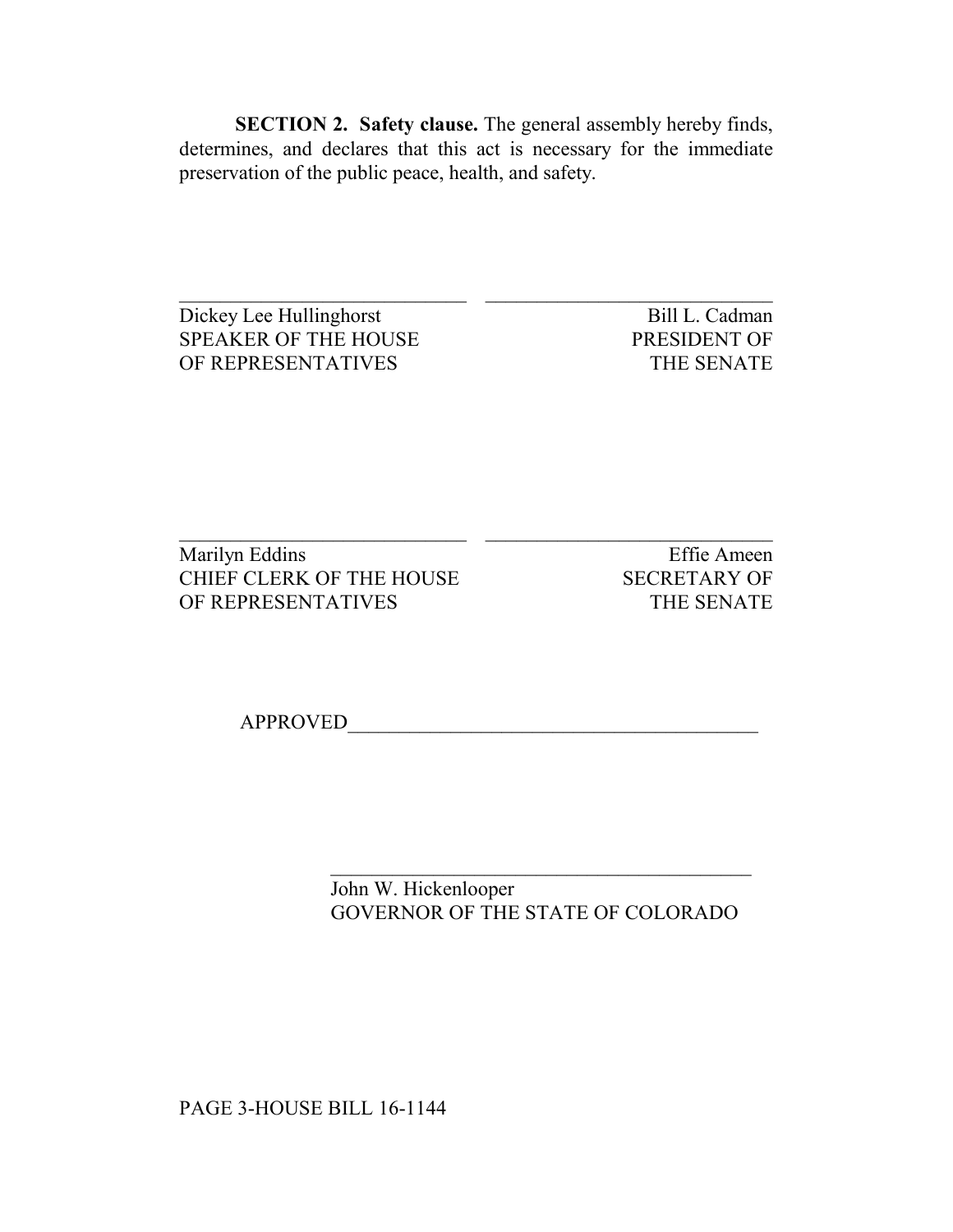**SECTION 2. Safety clause.** The general assembly hereby finds, determines, and declares that this act is necessary for the immediate preservation of the public peace, health, and safety.

____________________________
Dickey Lee Hullinghorst
SPEAKER OF THE HOUSE
OF REPRESENTATIVES

____________________________
Bill L. Cadman
PRESIDENT OF
THE SENATE

____________________________
Marilyn Eddins
CHIEF CLERK OF THE HOUSE
OF REPRESENTATIVES

____________________________
Effie Ameen
SECRETARY OF
THE SENATE

APPROVED________________________________________

_________________________________________
John W. Hickenlooper
GOVERNOR OF THE STATE OF COLORADO

PAGE 3-HOUSE BILL 16-1144